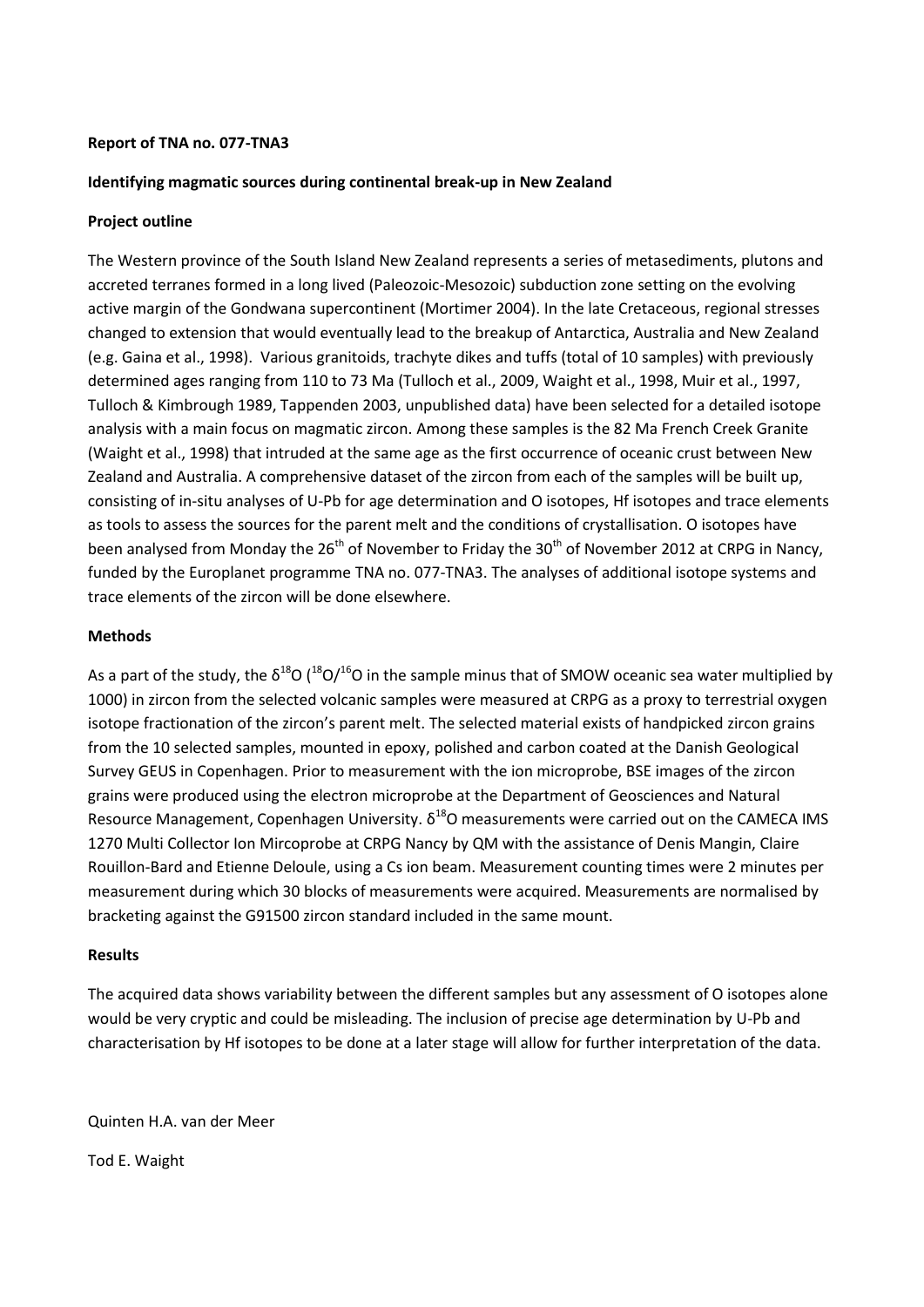**Report of TNA no. 077-TNA3**

**Identifying magmatic sources during continental break-up in New Zealand**

**Project outline**

The Western province of the South Island New Zealand represents a series of metasediments, plutons and accreted terranes formed in a long lived (Paleozoic-Mesozoic) subduction zone setting on the evolving active margin of the Gondwana supercontinent (Mortimer 2004). In the late Cretaceous, regional stresses changed to extension that would eventually lead to the breakup of Antarctica, Australia and New Zealand (e.g. Gaina et al., 1998). Various granitoids, trachyte dikes and tuffs (total of 10 samples) with previously determined ages ranging from 110 to 73 Ma (Tulloch et al., 2009, Waight et al., 1998, Muir et al., 1997, Tulloch & Kimbrough 1989, Tappenden 2003, unpublished data) have been selected for a detailed isotope analysis with a main focus on magmatic zircon. Among these samples is the 82 Ma French Creek Granite (Waight et al., 1998) that intruded at the same age as the first occurrence of oceanic crust between New Zealand and Australia. A comprehensive dataset of the zircon from each of the samples will be built up, consisting of in-situ analyses of U-Pb for age determination and O isotopes, Hf isotopes and trace elements as tools to assess the sources for the parent melt and the conditions of crystallisation. O isotopes have been analysed from Monday the 26th of November to Friday the 30th of November 2012 at CRPG in Nancy, funded by the Europlanet programme TNA no. 077-TNA3. The analyses of additional isotope systems and trace elements of the zircon will be done elsewhere.

**Methods**

As a part of the study, the $\delta^{18}O$ ($^{18}O/^{16}O$ in the sample minus that of SMOW oceanic sea water multiplied by 1000) in zircon from the selected volcanic samples were measured at CRPG as a proxy to terrestrial oxygen isotope fractionation of the zircon's parent melt. The selected material exists of handpicked zircon grains from the 10 selected samples, mounted in epoxy, polished and carbon coated at the Danish Geological Survey GEUS in Copenhagen. Prior to measurement with the ion microprobe, BSE images of the zircon grains were produced using the electron microprobe at the Department of Geosciences and Natural Resource Management, Copenhagen University. $\delta^{18}O$ measurements were carried out on the CAMECA IMS 1270 Multi Collector Ion Mircoprobe at CRPG Nancy by QM with the assistance of Denis Mangin, Claire Rouillon-Bard and Etienne Deloule, using a Cs ion beam. Measurement counting times were 2 minutes per measurement during which 30 blocks of measurements were acquired. Measurements are normalised by bracketing against the G91500 zircon standard included in the same mount.

**Results**

The acquired data shows variability between the different samples but any assessment of O isotopes alone would be very cryptic and could be misleading. The inclusion of precise age determination by U-Pb and characterisation by Hf isotopes to be done at a later stage will allow for further interpretation of the data.

Quinten H.A. van der Meer

Tod E. Waight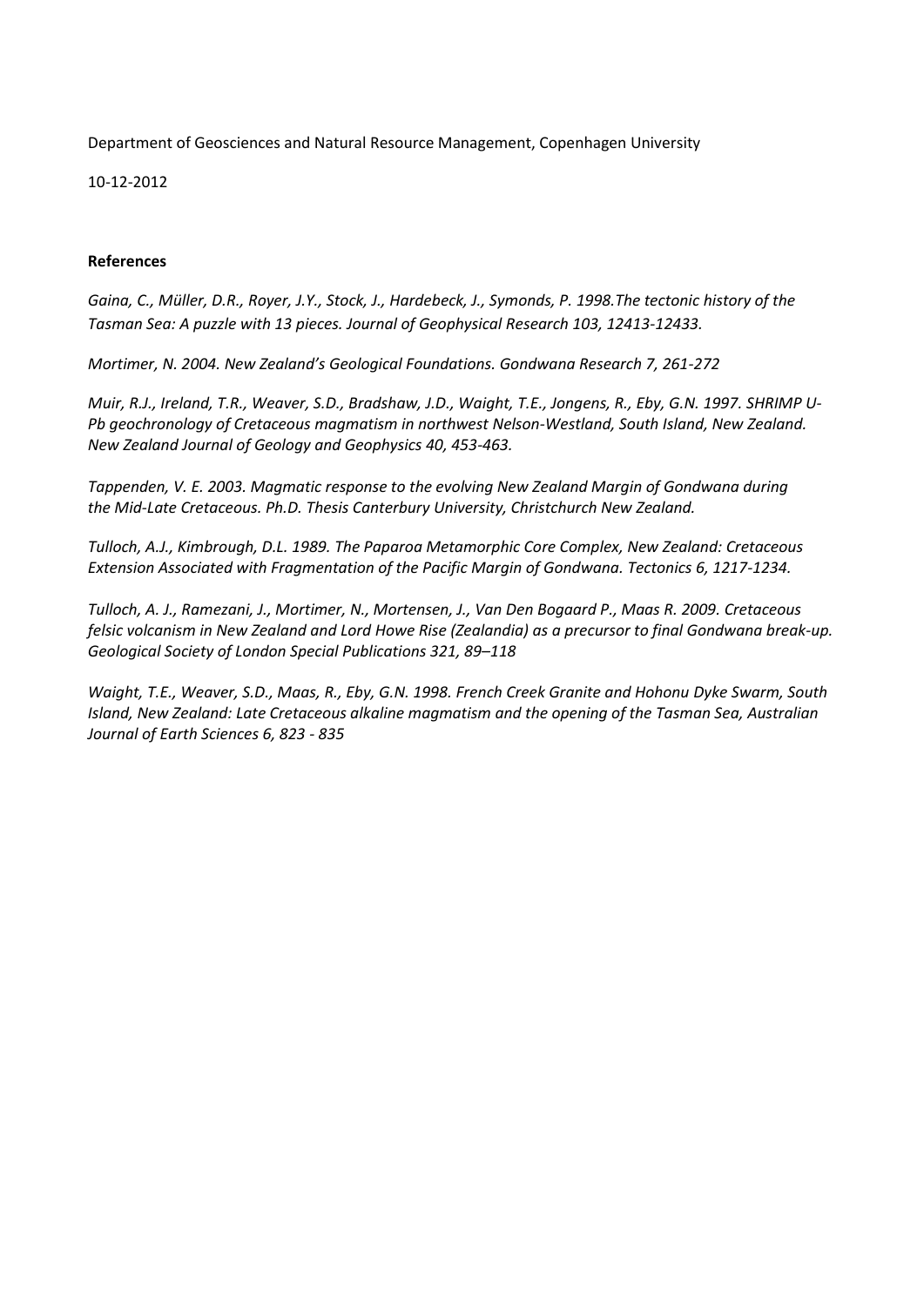Department of Geosciences and Natural Resource Management, Copenhagen University

10-12-2012

**References**

*Gaina, C., Müller, D.R., Royer, J.Y., Stock, J., Hardebeck, J., Symonds, P. 1998.The tectonic history of the Tasman Sea: A puzzle with 13 pieces. Journal of Geophysical Research 103, 12413-12433.*

*Mortimer, N. 2004. New Zealand's Geological Foundations. Gondwana Research 7, 261-272*

*Muir, R.J., Ireland, T.R., Weaver, S.D., Bradshaw, J.D., Waight, T.E., Jongens, R., Eby, G.N. 1997. SHRIMP U-Pb geochronology of Cretaceous magmatism in northwest Nelson-Westland, South Island, New Zealand. New Zealand Journal of Geology and Geophysics 40, 453-463.*

*Tappenden, V. E. 2003. Magmatic response to the evolving New Zealand Margin of Gondwana during the Mid-Late Cretaceous. Ph.D. Thesis Canterbury University, Christchurch New Zealand.*

*Tulloch, A.J., Kimbrough, D.L. 1989. The Paparoa Metamorphic Core Complex, New Zealand: Cretaceous Extension Associated with Fragmentation of the Pacific Margin of Gondwana. Tectonics 6, 1217-1234.*

*Tulloch, A. J., Ramezani, J., Mortimer, N., Mortensen, J., Van Den Bogaard P., Maas R. 2009. Cretaceous felsic volcanism in New Zealand and Lord Howe Rise (Zealandia) as a precursor to final Gondwana break-up. Geological Society of London Special Publications 321, 89–118*

*Waight, T.E., Weaver, S.D., Maas, R., Eby, G.N. 1998. French Creek Granite and Hohonu Dyke Swarm, South Island, New Zealand: Late Cretaceous alkaline magmatism and the opening of the Tasman Sea, Australian Journal of Earth Sciences 6, 823 - 835*